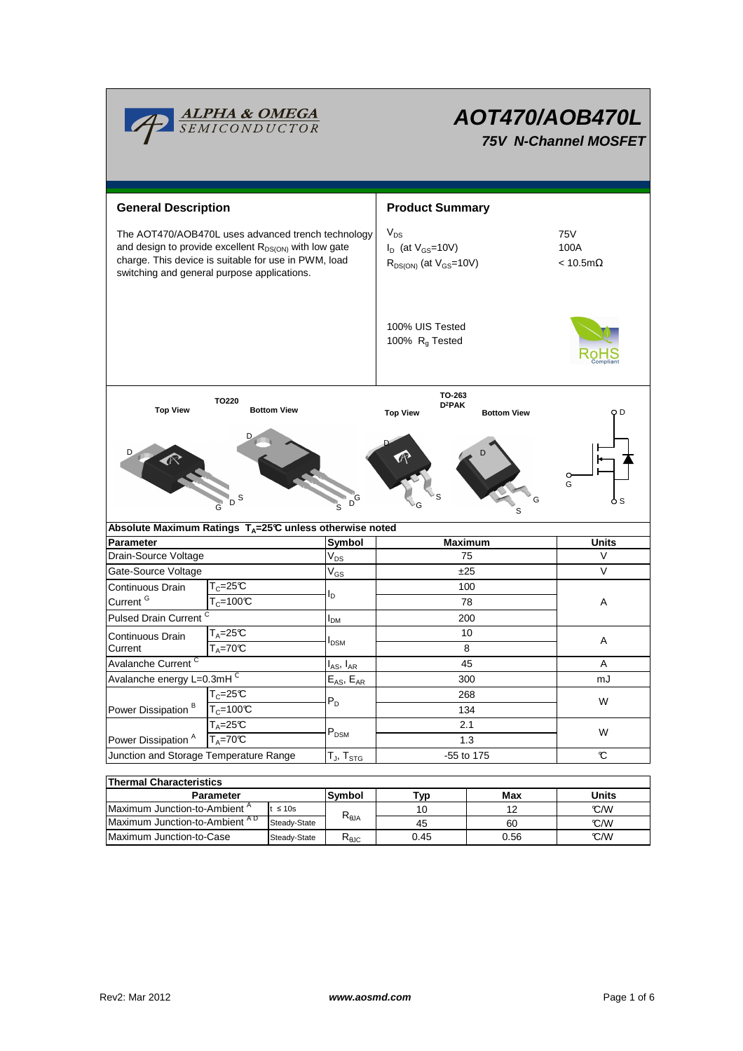# AOT470/AOB470L

## 75V N-Channel MOSFET

ALPHA & OMEGA SEMICONDUCTOR

## General Description

The AOT470/AOB470L uses advanced trench technology and design to provide excellent $R_{DS(ON)}$ with low gate charge. This device is suitable for use in PWM, load switching and general purpose applications.

## Product Summary

| | |
|---|---|
| $V_{DS}$ | 75V |
| $I_D$ (at $V_{GS}$=10V) | 100A |
| $R_{DS(ON)}$ (at $V_{GS}$=10V) | < 10.5mΩ |

100% UIS Tested
100% $R_g$ Tested

RoHS Compliant

TO220: Top View, Bottom View
TO-263 D²PAK: Top View, Bottom View

## Absolute Maximum Ratings $T_A$=25°C unless otherwise noted

| Parameter | | Symbol | Maximum | Units |
|---|---|---|---|---|
| Drain-Source Voltage | | $V_{DS}$ | 75 | V |
| Gate-Source Voltage | | $V_{GS}$ | ±25 | V |
| Continuous Drain Current [G] | $T_C$=25°C | $I_D$ | 100 | A |
| | $T_C$=100°C | | 78 | |
| Pulsed Drain Current [C] | | $I_{DM}$ | 200 | |
| Continuous Drain Current | $T_A$=25°C | $I_{DSM}$ | 10 | A |
| | $T_A$=70°C | | 8 | |
| Avalanche Current [C] | | $I_{AS}$, $I_{AR}$ | 45 | A |
| Avalanche energy L=0.3mH [C] | | $E_{AS}$, $E_{AR}$ | 300 | mJ |
| Power Dissipation [B] | $T_C$=25°C | $P_D$ | 268 | W |
| | $T_C$=100°C | | 134 | |
| Power Dissipation [A] | $T_A$=25°C | $P_{DSM}$ | 2.1 | W |
| | $T_A$=70°C | | 1.3 | |
| Junction and Storage Temperature Range | | $T_J$, $T_{STG}$ | -55 to 175 | °C |

## Thermal Characteristics

| Parameter | | Symbol | Typ | Max | Units |
|---|---|---|---|---|---|
| Maximum Junction-to-Ambient [A] | t ≤ 10s | $R_{\theta JA}$ | 10 | 12 | °C/W |
| Maximum Junction-to-Ambient [A D] | Steady-State | | 45 | 60 | °C/W |
| Maximum Junction-to-Case | Steady-State | $R_{\theta JC}$ | 0.45 | 0.56 | °C/W |

Rev2: Mar 2012 www.aosmd.com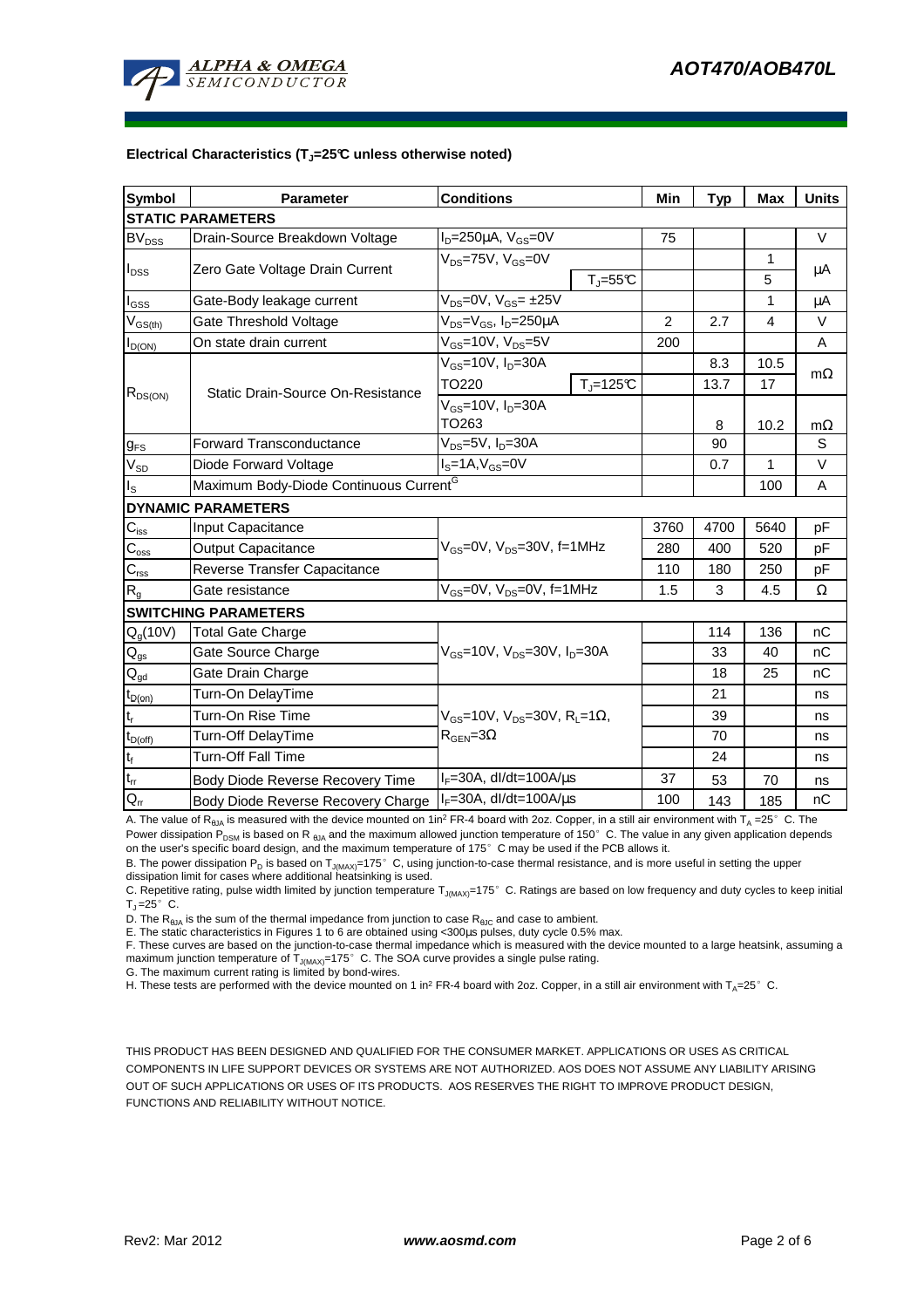**Electrical Characteristics ($T_J$=25°C unless otherwise noted)**

| Symbol | Parameter | Conditions | | Min | Typ | Max | Units |
|---|---|---|---|---|---|---|---|
| **STATIC PARAMETERS** | | | | | | | |
| $BV_{DSS}$ | Drain-Source Breakdown Voltage | $I_D$=250µA, $V_{GS}$=0V | | 75 | | | V |
| $I_{DSS}$ | Zero Gate Voltage Drain Current | $V_{DS}$=75V, $V_{GS}$=0V | | | | 1 | µA |
| | | | $T_J$=55°C | | | 5 | |
| $I_{GSS}$ | Gate-Body leakage current | $V_{DS}$=0V, $V_{GS}$= ±25V | | | | 1 | µA |
| $V_{GS(th)}$ | Gate Threshold Voltage | $V_{DS}$=$V_{GS}$, $I_D$=250µA | | 2 | 2.7 | 4 | V |
| $I_{D(ON)}$ | On state drain current | $V_{GS}$=10V, $V_{DS}$=5V | | 200 | | | A |
| $R_{DS(ON)}$ | Static Drain-Source On-Resistance | $V_{GS}$=10V, $I_D$=30A | | | 8.3 | 10.5 | mΩ |
| | | TO220 | $T_J$=125°C | | 13.7 | 17 | |
| | | $V_{GS}$=10V, $I_D$=30A TO263 | | | 8 | 10.2 | mΩ |
| $g_{FS}$ | Forward Transconductance | $V_{DS}$=5V, $I_D$=30A | | | 90 | | S |
| $V_{SD}$ | Diode Forward Voltage | $I_S$=1A,$V_{GS}$=0V | | | 0.7 | 1 | V |
| $I_S$ | Maximum Body-Diode Continuous Current[G] | | | | | 100 | A |
| **DYNAMIC PARAMETERS** | | | | | | | |
| $C_{iss}$ | Input Capacitance | $V_{GS}$=0V, $V_{DS}$=30V, f=1MHz | | 3760 | 4700 | 5640 | pF |
| $C_{oss}$ | Output Capacitance | | | 280 | 400 | 520 | pF |
| $C_{rss}$ | Reverse Transfer Capacitance | | | 110 | 180 | 250 | pF |
| $R_g$ | Gate resistance | $V_{GS}$=0V, $V_{DS}$=0V, f=1MHz | | 1.5 | 3 | 4.5 | Ω |
| **SWITCHING PARAMETERS** | | | | | | | |
| $Q_g$(10V) | Total Gate Charge | $V_{GS}$=10V, $V_{DS}$=30V, $I_D$=30A | | | 114 | 136 | nC |
| $Q_{gs}$ | Gate Source Charge | | | | 33 | 40 | nC |
| $Q_{gd}$ | Gate Drain Charge | | | | 18 | 25 | nC |
| $t_{D(on)}$ | Turn-On DelayTime | $V_{GS}$=10V, $V_{DS}$=30V, $R_L$=1Ω, $R_{GEN}$=3Ω | | | 21 | | ns |
| $t_r$ | Turn-On Rise Time | | | | 39 | | ns |
| $t_{D(off)}$ | Turn-Off DelayTime | | | | 70 | | ns |
| $t_f$ | Turn-Off Fall Time | | | | 24 | | ns |
| $t_{rr}$ | Body Diode Reverse Recovery Time | $I_F$=30A, dI/dt=100A/µs | | 37 | 53 | 70 | ns |
| $Q_{rr}$ | Body Diode Reverse Recovery Charge | $I_F$=30A, dI/dt=100A/µs | | 100 | 143 | 185 | nC |

A. The value of $R_{\theta JA}$ is measured with the device mounted on 1in² FR-4 board with 2oz. Copper, in a still air environment with $T_A$ =25° C. The Power dissipation $P_{DSM}$ is based on $R_{\theta JA}$ and the maximum allowed junction temperature of 150° C. The value in any given application depends on the user's specific board design, and the maximum temperature of 175° C may be used if the PCB allows it.

B. The power dissipation $P_D$ is based on $T_{J(MAX)}$=175° C, using junction-to-case thermal resistance, and is more useful in setting the upper dissipation limit for cases where additional heatsinking is used.

C. Repetitive rating, pulse width limited by junction temperature $T_{J(MAX)}$=175° C. Ratings are based on low frequency and duty cycles to keep initial $T_J$=25° C.

D. The $R_{\theta JA}$ is the sum of the thermal impedance from junction to case $R_{\theta JC}$ and case to ambient.

E. The static characteristics in Figures 1 to 6 are obtained using <300µs pulses, duty cycle 0.5% max.

F. These curves are based on the junction-to-case thermal impedance which is measured with the device mounted to a large heatsink, assuming a maximum junction temperature of $T_{J(MAX)}$=175° C. The SOA curve provides a single pulse rating.

G. The maximum current rating is limited by bond-wires.

H. These tests are performed with the device mounted on 1 in² FR-4 board with 2oz. Copper, in a still air environment with $T_A$=25° C.

THIS PRODUCT HAS BEEN DESIGNED AND QUALIFIED FOR THE CONSUMER MARKET. APPLICATIONS OR USES AS CRITICAL COMPONENTS IN LIFE SUPPORT DEVICES OR SYSTEMS ARE NOT AUTHORIZED. AOS DOES NOT ASSUME ANY LIABILITY ARISING OUT OF SUCH APPLICATIONS OR USES OF ITS PRODUCTS. AOS RESERVES THE RIGHT TO IMPROVE PRODUCT DESIGN, FUNCTIONS AND RELIABILITY WITHOUT NOTICE.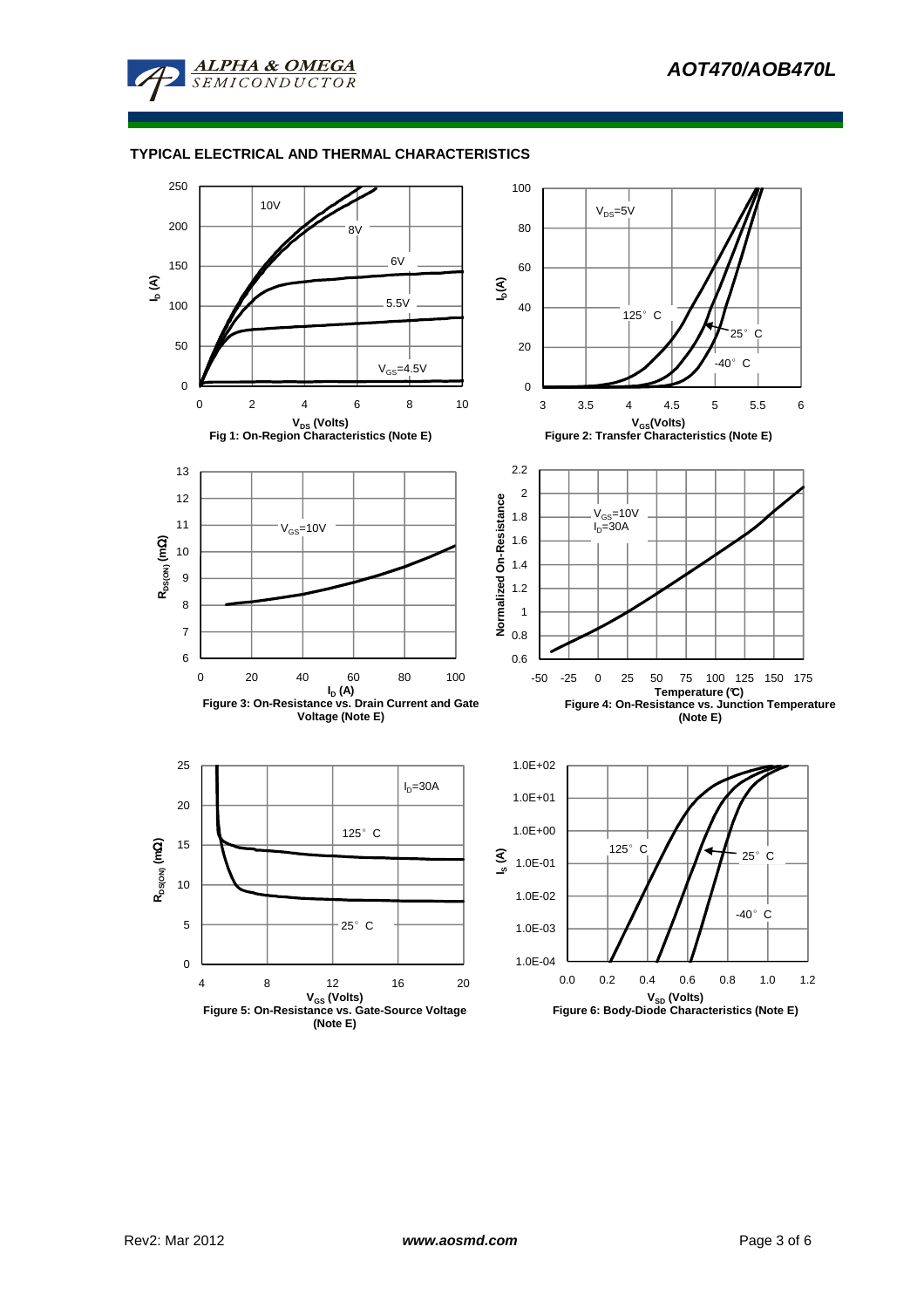## TYPICAL ELECTRICAL AND THERMAL CHARACTERISTICS

Fig 1: On-Region Characteristics (Note E)

Figure 2: Transfer Characteristics (Note E)

Figure 3: On-Resistance vs. Drain Current and Gate Voltage (Note E)

Figure 4: On-Resistance vs. Junction Temperature (Note E)

Figure 5: On-Resistance vs. Gate-Source Voltage (Note E)

Figure 6: Body-Diode Characteristics (Note E)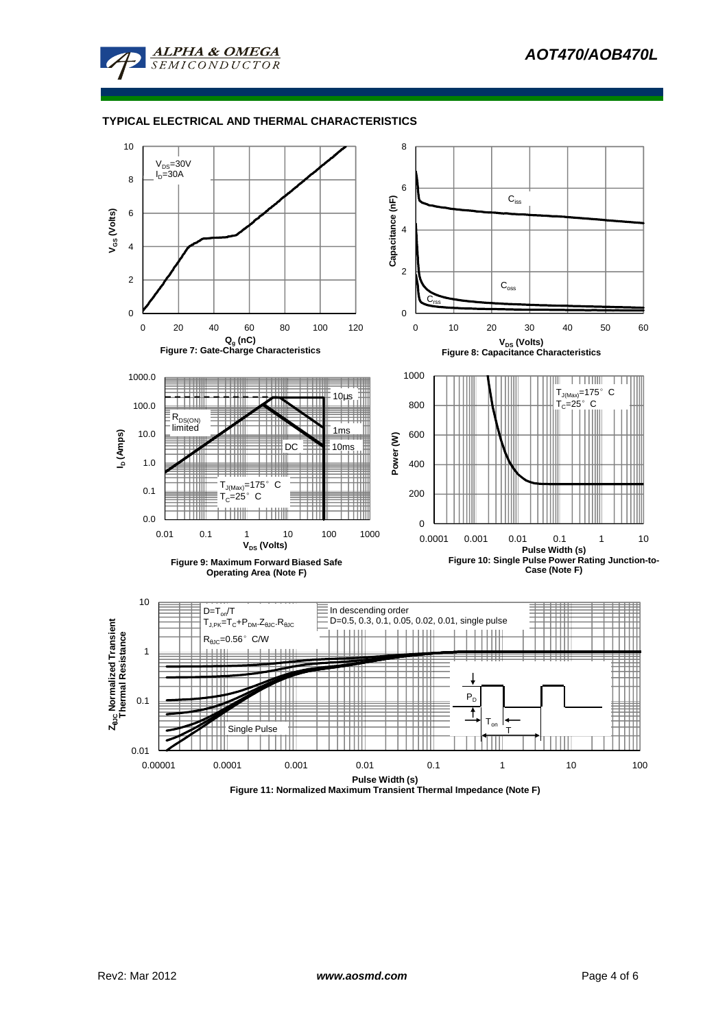## TYPICAL ELECTRICAL AND THERMAL CHARACTERISTICS

$V_{DS}$=30V
$I_D$=30A

$V_{GS}$ (Volts)

$Q_g$ (nC)

Figure 7: Gate-Charge Characteristics

$C_{iss}$

$C_{oss}$

$C_{rss}$

Capacitance (nF)

$V_{DS}$ (Volts)

Figure 8: Capacitance Characteristics

10µs

$R_{DS(ON)}$ limited

1ms

DC

10ms

$T_{J(Max)}$=175° C
$T_C$=25° C

$I_D$ (Amps)

$V_{DS}$ (Volts)

Figure 9: Maximum Forward Biased Safe Operating Area (Note F)

$T_{J(Max)}$=175° C
$T_C$=25° C

Power (W)

Pulse Width (s)

Figure 10: Single Pulse Power Rating Junction-to-Case (Note F)

$D=T_{on}/T$
$T_{J,PK}=T_C+P_{DM}.Z_{\theta JC}.R_{\theta JC}$

$R_{\theta JC}$=0.56° C/W

In descending order
D=0.5, 0.3, 0.1, 0.05, 0.02, 0.01, single pulse

Single Pulse

$P_D$

$T_{on}$

T

$Z_{\theta JC}$ Normalized Transient Thermal Resistance

Pulse Width (s)

Figure 11: Normalized Maximum Transient Thermal Impedance (Note F)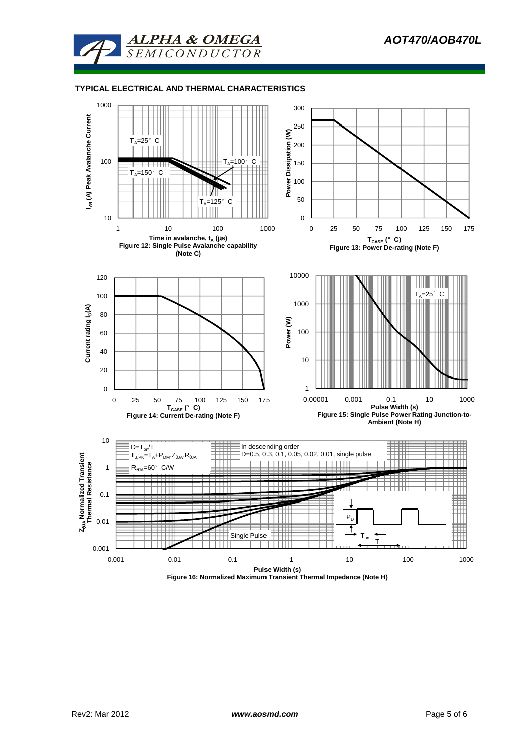## TYPICAL ELECTRICAL AND THERMAL CHARACTERISTICS

$T_A$=25° C

$T_A$=100° C

$T_A$=150° C

$T_A$=125° C

$I_{AR}$ (A) Peak Avalanche Current

Time in avalanche, $t_A$ (μs)

Figure 12: Single Pulse Avalanche capability (Note C)

Power Dissipation (W)

$T_{CASE}$ (° C)

Figure 13: Power De-rating (Note F)

Current rating $I_D$(A)

$T_{CASE}$ (° C)

Figure 14: Current De-rating (Note F)

$T_A$=25° C

Power (W)

Pulse Width (s)

Figure 15: Single Pulse Power Rating Junction-to-Ambient (Note H)

$D=T_{on}/T$

$T_{J,PK}=T_A+P_{DM}.Z_{\theta JA}.R_{\theta JA}$

$R_{\theta JA}$=60° C/W

In descending order

D=0.5, 0.3, 0.1, 0.05, 0.02, 0.01, single pulse

Single Pulse

$P_D$

$T_{on}$

T

$Z_{\theta JA}$ Normalized Transient Thermal Resistance

Pulse Width (s)

Figure 16: Normalized Maximum Transient Thermal Impedance (Note H)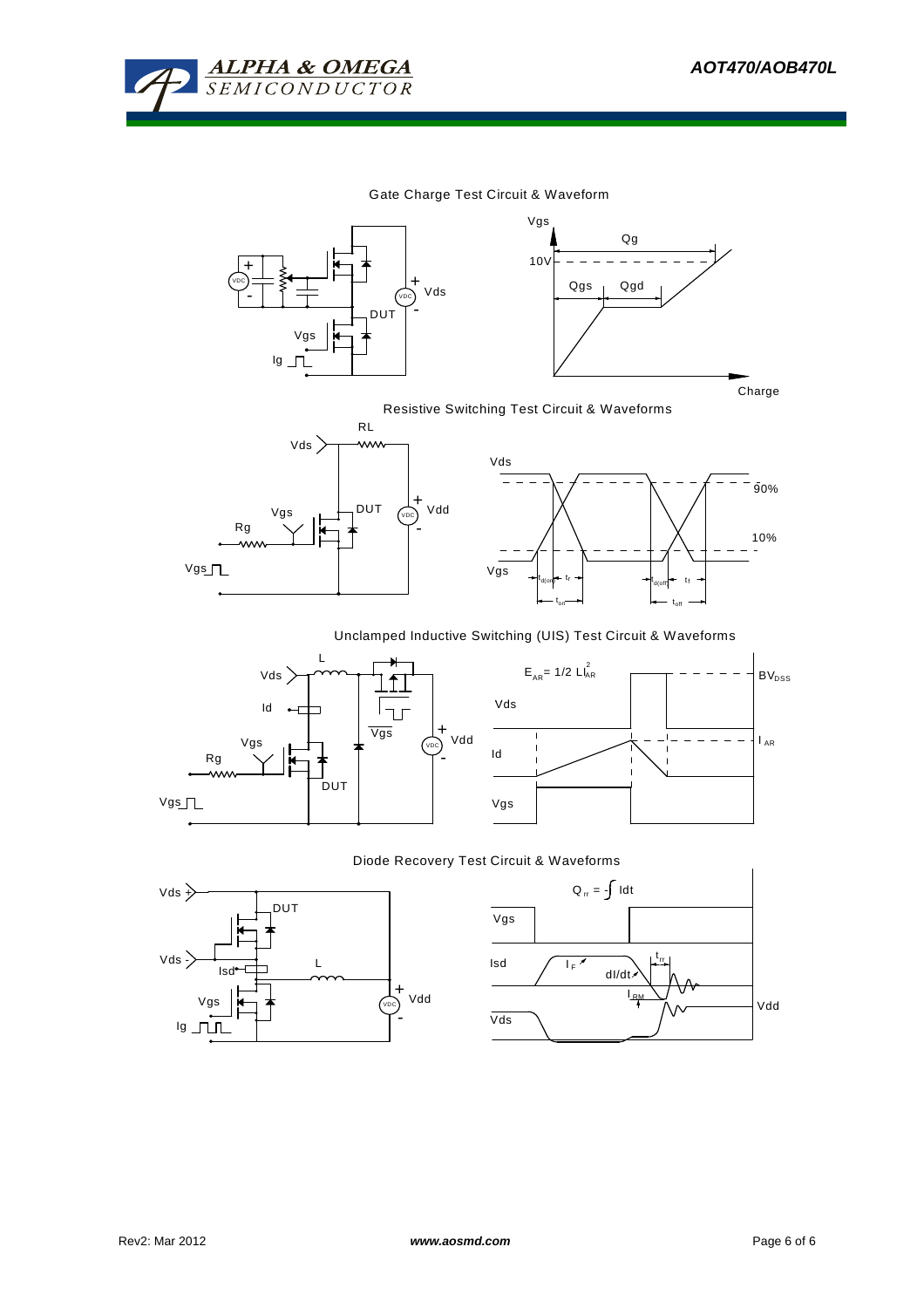Gate Charge Test Circuit & Waveform

VDC
+
-
Vds
+
-
VDC
DUT
Vgs
Ig

Vgs
Qg
10V
Qgs
Qgd
Charge

Resistive Switching Test Circuit & Waveforms

RL
Vds
Vgs
DUT
Vdd
VDC
+
-
Rg
Vgs

Vds
90%
10%
Vgs
$t_{d(on)}$ $t_r$
$t_{on}$
$t_{d(off)}$ $t_f$
$t_{off}$

Unclamped Inductive Switching (UIS) Test Circuit & Waveforms

L
Vds
Id
Vgs
Vgs
Rg
DUT
Vdd
VDC
+
-
Vgs

$E_{AR} = 1/2\ LI_{AR}^2$
$BV_{DSS}$
Vds
Id
$I_{AR}$
Vgs

Diode Recovery Test Circuit & Waveforms

Vds +
DUT
Vds -
Isd
L
Vgs
Ig
Vdd
VDC
+
-

$Q_{rr} = -\int Idt$
Vgs
Isd
$I_F$
dI/dt
$t_{rr}$
$I_{RM}$
Vds
Vdd